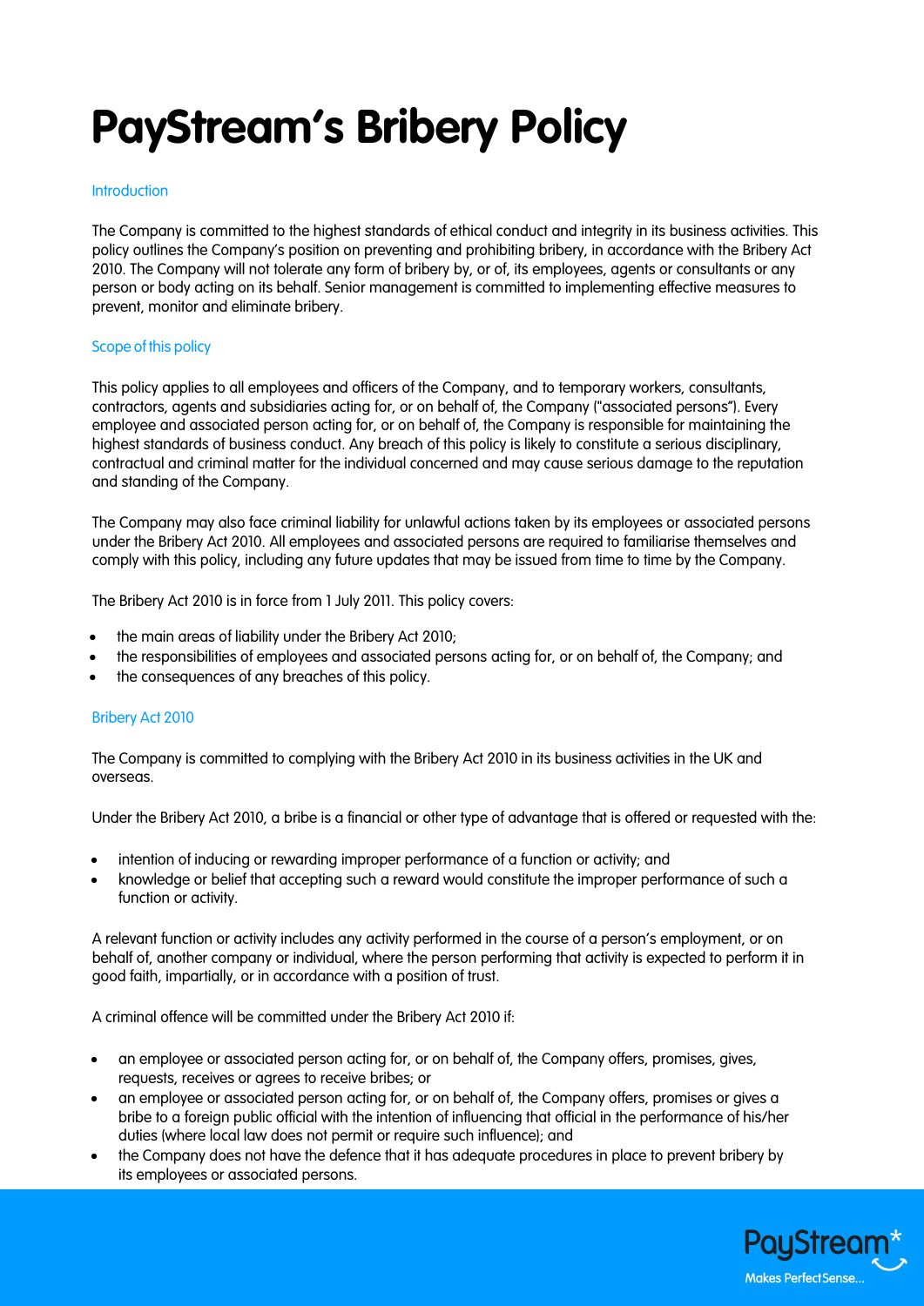# PayStream's Bribery Policy

## Introduction

The Company is committed to the highest standards of ethical conduct and integrity in its business activities. This policy outlines the Company's position on preventing and prohibiting bribery, in accordance with the Bribery Act 2010. The Company will not tolerate any form of bribery by, or of, its employees, agents or consultants or any person or body acting on its behalf. Senior management is committed to implementing effective measures to prevent, monitor and eliminate bribery.

## Scope of this policy

This policy applies to all employees and officers of the Company, and to temporary workers, consultants, contractors, agents and subsidiaries acting for, or on behalf of, the Company ("associated persons"). Every employee and associated person acting for, or on behalf of, the Company is responsible for maintaining the highest standards of business conduct. Any breach of this policy is likely to constitute a serious disciplinary, contractual and criminal matter for the individual concerned and may cause serious damage to the reputation and standing of the Company.

The Company may also face criminal liability for unlawful actions taken by its employees or associated persons under the Bribery Act 2010. All employees and associated persons are required to familiarise themselves and comply with this policy, including any future updates that may be issued from time to time by the Company.

The Bribery Act 2010 is in force from 1 July 2011. This policy covers:

- the main areas of liability under the Bribery Act 2010;
- the responsibilities of employees and associated persons acting for, or on behalf of, the Company; and
- the consequences of any breaches of this policy.

## Bribery Act 2010

The Company is committed to complying with the Bribery Act 2010 in its business activities in the UK and overseas.

Under the Bribery Act 2010, a bribe is a financial or other type of advantage that is offered or requested with the:

- intention of inducing or rewarding improper performance of a function or activity; and
- knowledge or belief that accepting such a reward would constitute the improper performance of such a function or activity.

A relevant function or activity includes any activity performed in the course of a person's employment, or on behalf of, another company or individual, where the person performing that activity is expected to perform it in good faith, impartially, or in accordance with a position of trust.

A criminal offence will be committed under the Bribery Act 2010 if:

- an employee or associated person acting for, or on behalf of, the Company offers, promises, gives, requests, receives or agrees to receive bribes; or
- an employee or associated person acting for, or on behalf of, the Company offers, promises or gives a bribe to a foreign public official with the intention of influencing that official in the performance of his/her duties (where local law does not permit or require such influence); and
- the Company does not have the defence that it has adequate procedures in place to prevent bribery by its employees or associated persons.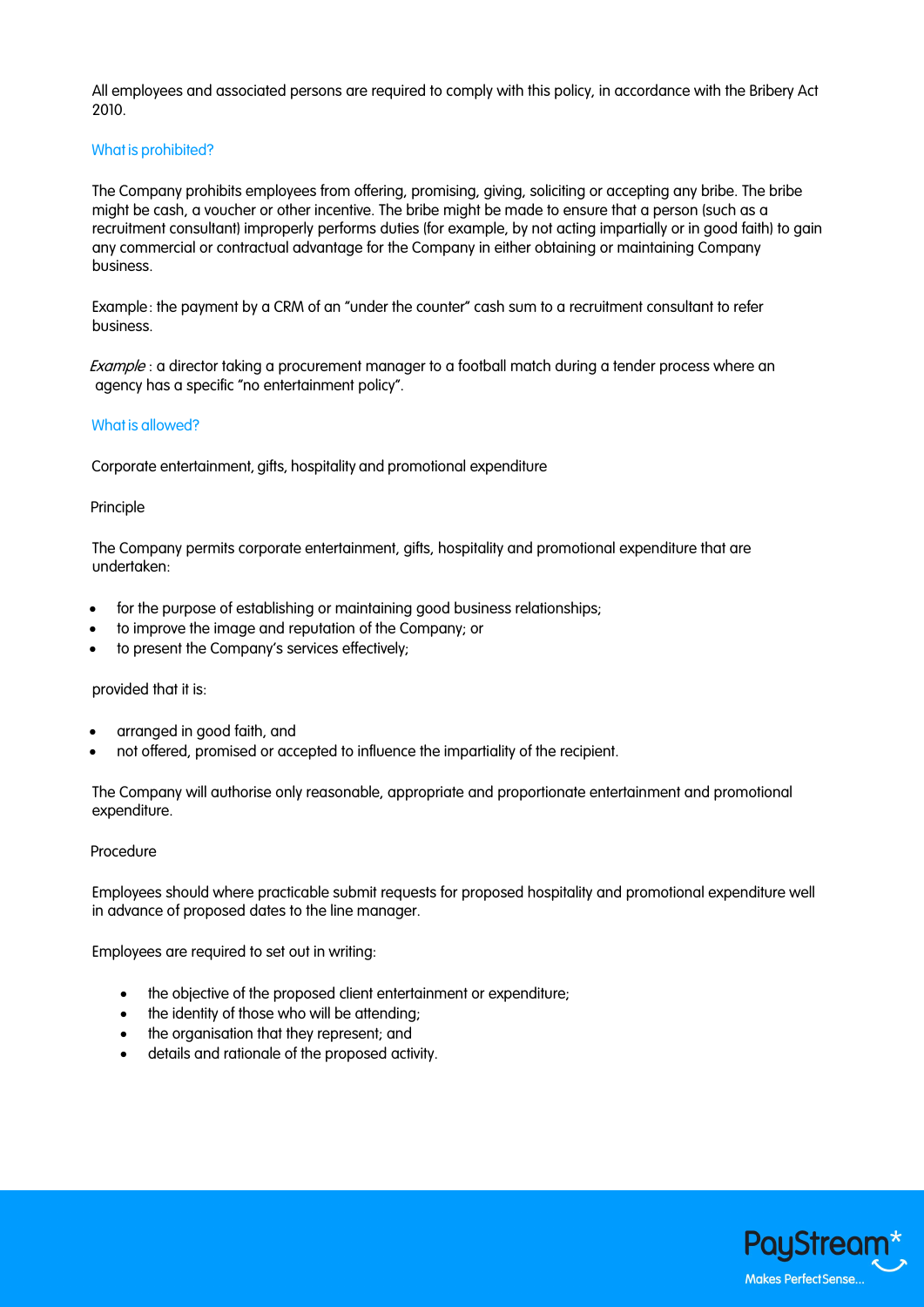All employees and associated persons are required to comply with this policy, in accordance with the Bribery Act 2010.

## What is prohibited?

The Company prohibits employees from offering, promising, giving, soliciting or accepting any bribe. The bribe might be cash, a voucher or other incentive. The bribe might be made to ensure that a person (such as a recruitment consultant) improperly performs duties (for example, by not acting impartially or in good faith) to gain any commercial or contractual advantage for the Company in either obtaining or maintaining Company business.

Example: the payment by a CRM of an "under the counter" cash sum to a recruitment consultant to refer business.

*Example* : a director taking a procurement manager to a football match during a tender process where an agency has a specific "no entertainment policy".

## What is allowed?

Corporate entertainment, gifts, hospitality and promotional expenditure

Principle

The Company permits corporate entertainment, gifts, hospitality and promotional expenditure that are undertaken:

- for the purpose of establishing or maintaining good business relationships;
- to improve the image and reputation of the Company; or
- to present the Company's services effectively;

provided that it is:

- arranged in good faith, and
- not offered, promised or accepted to influence the impartiality of the recipient.

The Company will authorise only reasonable, appropriate and proportionate entertainment and promotional expenditure.

Procedure

Employees should where practicable submit requests for proposed hospitality and promotional expenditure well in advance of proposed dates to the line manager.

Employees are required to set out in writing:

- the objective of the proposed client entertainment or expenditure;
- the identity of those who will be attending;
- the organisation that they represent; and
- details and rationale of the proposed activity.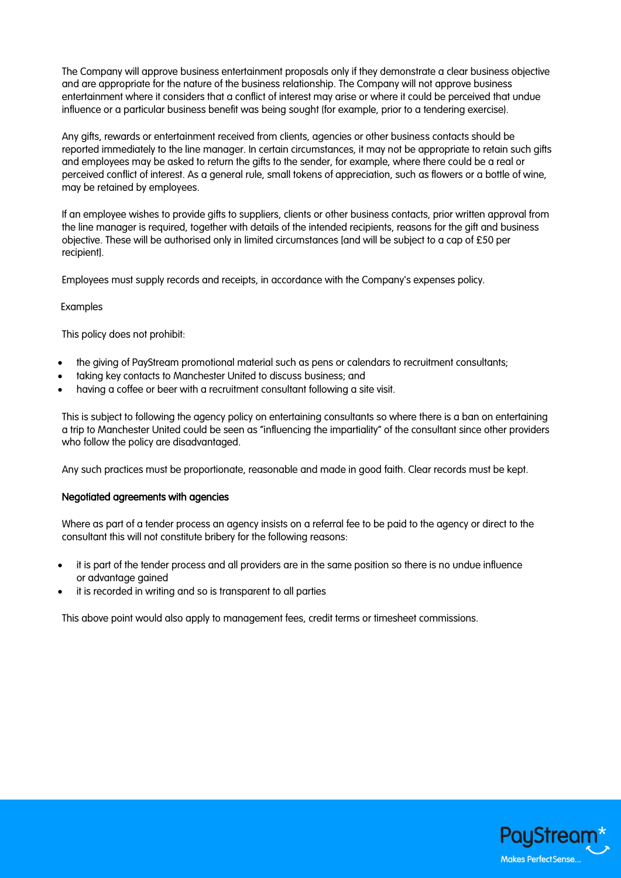The Company will approve business entertainment proposals only if they demonstrate a clear business objective and are appropriate for the nature of the business relationship. The Company will not approve business entertainment where it considers that a conflict of interest may arise or where it could be perceived that undue influence or a particular business benefit was being sought (for example, prior to a tendering exercise).

Any gifts, rewards or entertainment received from clients, agencies or other business contacts should be reported immediately to the line manager. In certain circumstances, it may not be appropriate to retain such gifts and employees may be asked to return the gifts to the sender, for example, where there could be a real or perceived conflict of interest. As a general rule, small tokens of appreciation, such as flowers or a bottle of wine, may be retained by employees.

If an employee wishes to provide gifts to suppliers, clients or other business contacts, prior written approval from the line manager is required, together with details of the intended recipients, reasons for the gift and business objective. These will be authorised only in limited circumstances [and will be subject to a cap of £50 per recipient].

Employees must supply records and receipts, in accordance with the Company's expenses policy.

Examples

This policy does not prohibit:

- the giving of PayStream promotional material such as pens or calendars to recruitment consultants;
- taking key contacts to Manchester United to discuss business; and
- having a coffee or beer with a recruitment consultant following a site visit.

This is subject to following the agency policy on entertaining consultants so where there is a ban on entertaining a trip to Manchester United could be seen as "influencing the impartiality" of the consultant since other providers who follow the policy are disadvantaged.

Any such practices must be proportionate, reasonable and made in good faith. Clear records must be kept.

**Negotiated agreements with agencies**

Where as part of a tender process an agency insists on a referral fee to be paid to the agency or direct to the consultant this will not constitute bribery for the following reasons:

- it is part of the tender process and all providers are in the same position so there is no undue influence or advantage gained
- it is recorded in writing and so is transparent to all parties

This above point would also apply to management fees, credit terms or timesheet commissions.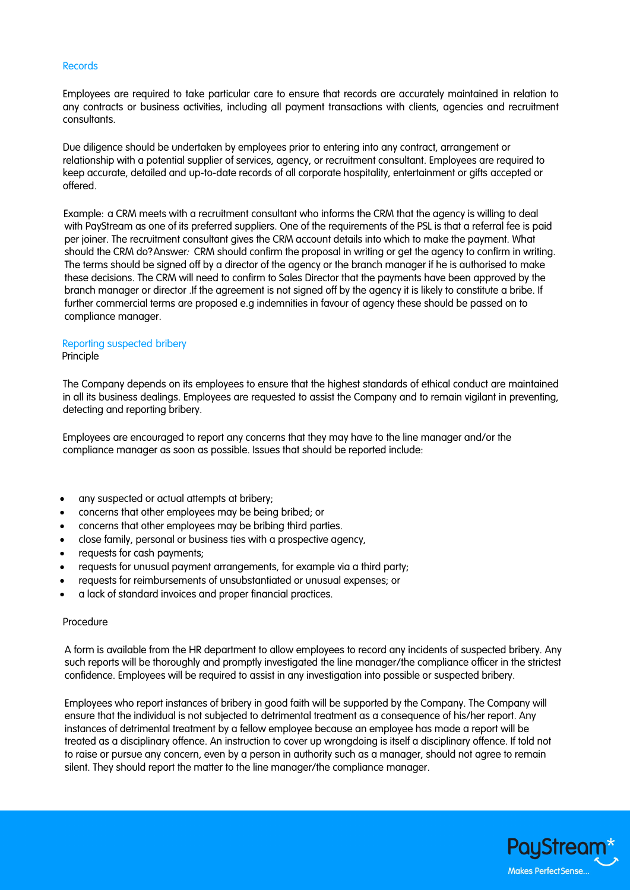## Records

Employees are required to take particular care to ensure that records are accurately maintained in relation to any contracts or business activities, including all payment transactions with clients, agencies and recruitment consultants.

Due diligence should be undertaken by employees prior to entering into any contract, arrangement or relationship with a potential supplier of services, agency, or recruitment consultant. Employees are required to keep accurate, detailed and up-to-date records of all corporate hospitality, entertainment or gifts accepted or offered.

Example: a CRM meets with a recruitment consultant who informs the CRM that the agency is willing to deal with PayStream as one of its preferred suppliers. One of the requirements of the PSL is that a referral fee is paid per joiner. The recruitment consultant gives the CRM account details into which to make the payment. What should the CRM do? Answer: CRM should confirm the proposal in writing or get the agency to confirm in writing. The terms should be signed off by a director of the agency or the branch manager if he is authorised to make these decisions. The CRM will need to confirm to Sales Director that the payments have been approved by the branch manager or director .If the agreement is not signed off by the agency it is likely to constitute a bribe. If further commercial terms are proposed e.g indemnities in favour of agency these should be passed on to compliance manager.

## Reporting suspected bribery

Principle

The Company depends on its employees to ensure that the highest standards of ethical conduct are maintained in all its business dealings. Employees are requested to assist the Company and to remain vigilant in preventing, detecting and reporting bribery.

Employees are encouraged to report any concerns that they may have to the line manager and/or the compliance manager as soon as possible. Issues that should be reported include:

- any suspected or actual attempts at bribery;
- concerns that other employees may be being bribed; or
- concerns that other employees may be bribing third parties.
- close family, personal or business ties with a prospective agency,
- requests for cash payments;
- requests for unusual payment arrangements, for example via a third party;
- requests for reimbursements of unsubstantiated or unusual expenses; or
- a lack of standard invoices and proper financial practices.

Procedure

A form is available from the HR department to allow employees to record any incidents of suspected bribery. Any such reports will be thoroughly and promptly investigated the line manager/the compliance officer in the strictest confidence. Employees will be required to assist in any investigation into possible or suspected bribery.

Employees who report instances of bribery in good faith will be supported by the Company. The Company will ensure that the individual is not subjected to detrimental treatment as a consequence of his/her report. Any instances of detrimental treatment by a fellow employee because an employee has made a report will be treated as a disciplinary offence. An instruction to cover up wrongdoing is itself a disciplinary offence. If told not to raise or pursue any concern, even by a person in authority such as a manager, should not agree to remain silent. They should report the matter to the line manager/the compliance manager.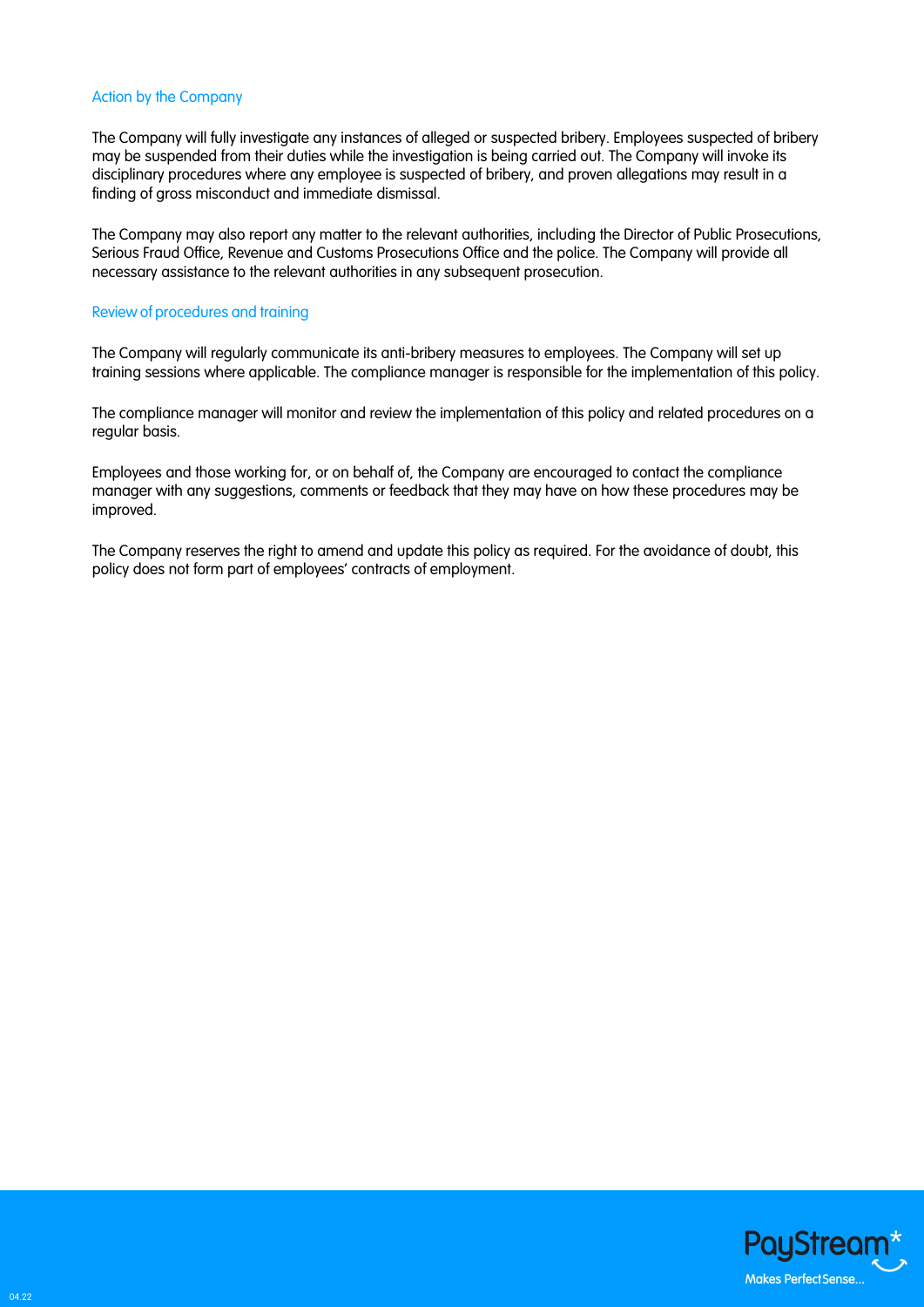## Action by the Company

The Company will fully investigate any instances of alleged or suspected bribery. Employees suspected of bribery may be suspended from their duties while the investigation is being carried out. The Company will invoke its disciplinary procedures where any employee is suspected of bribery, and proven allegations may result in a finding of gross misconduct and immediate dismissal.

The Company may also report any matter to the relevant authorities, including the Director of Public Prosecutions, Serious Fraud Office, Revenue and Customs Prosecutions Office and the police. The Company will provide all necessary assistance to the relevant authorities in any subsequent prosecution.

## Review of procedures and training

The Company will regularly communicate its anti-bribery measures to employees. The Company will set up training sessions where applicable. The compliance manager is responsible for the implementation of this policy.

The compliance manager will monitor and review the implementation of this policy and related procedures on a regular basis.

Employees and those working for, or on behalf of, the Company are encouraged to contact the compliance manager with any suggestions, comments or feedback that they may have on how these procedures may be improved.

The Company reserves the right to amend and update this policy as required. For the avoidance of doubt, this policy does not form part of employees' contracts of employment.